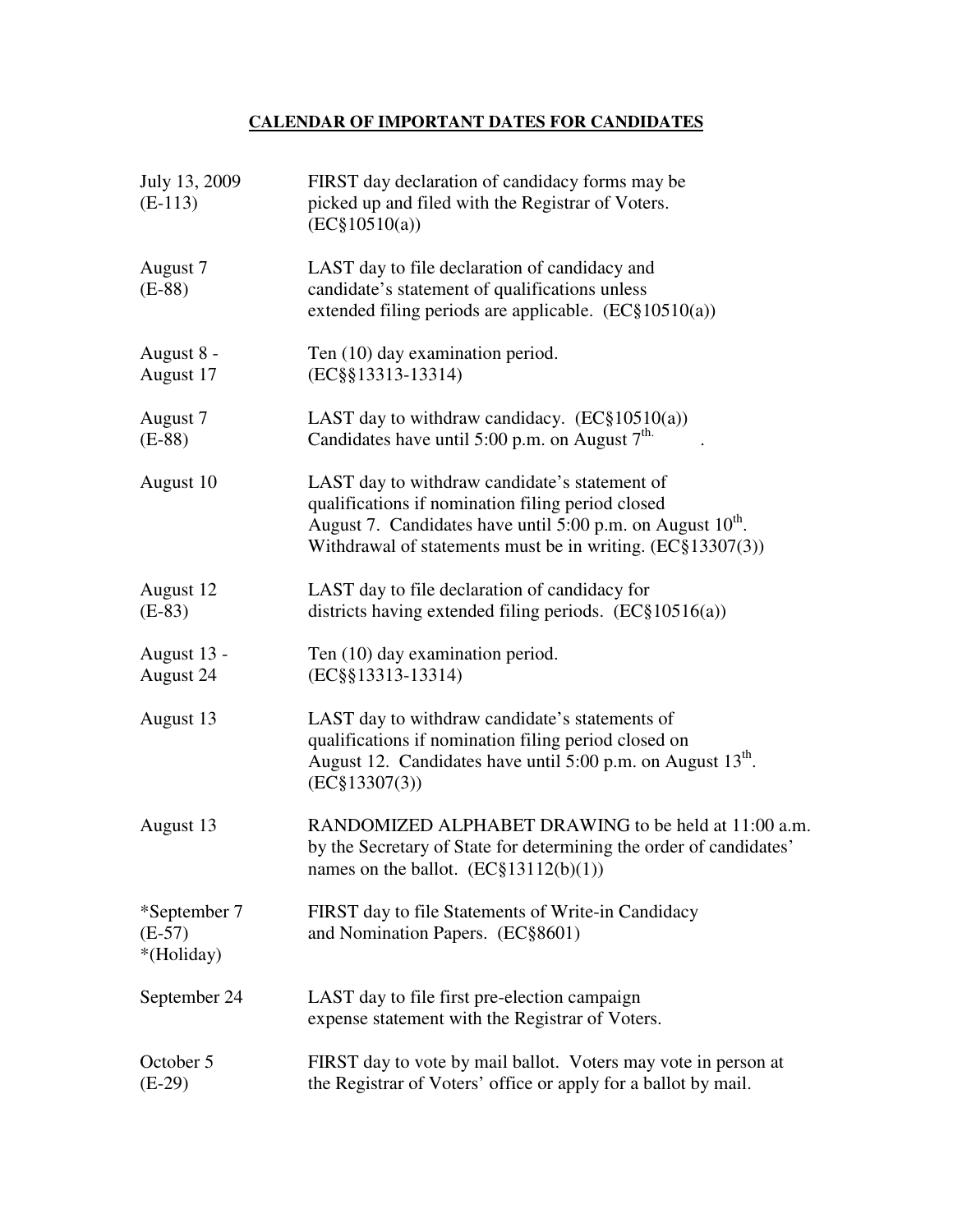**CALENDAR OF IMPORTANT DATES FOR CANDIDATES**

| | |
|---|---|
| July 13, 2009 (E-113) | FIRST day declaration of candidacy forms may be picked up and filed with the Registrar of Voters. (EC§10510(a)) |
| August 7 (E-88) | LAST day to file declaration of candidacy and candidate's statement of qualifications unless extended filing periods are applicable. (EC§10510(a)) |
| August 8 - August 17 | Ten (10) day examination period. (EC§§13313-13314) |
| August 7 (E-88) | LAST day to withdraw candidacy. (EC§10510(a)) Candidates have until 5:00 p.m. on August 7th. |
| August 10 | LAST day to withdraw candidate's statement of qualifications if nomination filing period closed August 7. Candidates have until 5:00 p.m. on August 10th. Withdrawal of statements must be in writing. (EC§13307(3)) |
| August 12 (E-83) | LAST day to file declaration of candidacy for districts having extended filing periods. (EC§10516(a)) |
| August 13 - August 24 | Ten (10) day examination period. (EC§§13313-13314) |
| August 13 | LAST day to withdraw candidate's statements of qualifications if nomination filing period closed on August 12. Candidates have until 5:00 p.m. on August 13th. (EC§13307(3)) |
| August 13 | RANDOMIZED ALPHABET DRAWING to be held at 11:00 a.m. by the Secretary of State for determining the order of candidates' names on the ballot. (EC§13112(b)(1)) |
| *September 7 (E-57) *(Holiday) | FIRST day to file Statements of Write-in Candidacy and Nomination Papers. (EC§8601) |
| September 24 | LAST day to file first pre-election campaign expense statement with the Registrar of Voters. |
| October 5 (E-29) | FIRST day to vote by mail ballot. Voters may vote in person at the Registrar of Voters' office or apply for a ballot by mail. |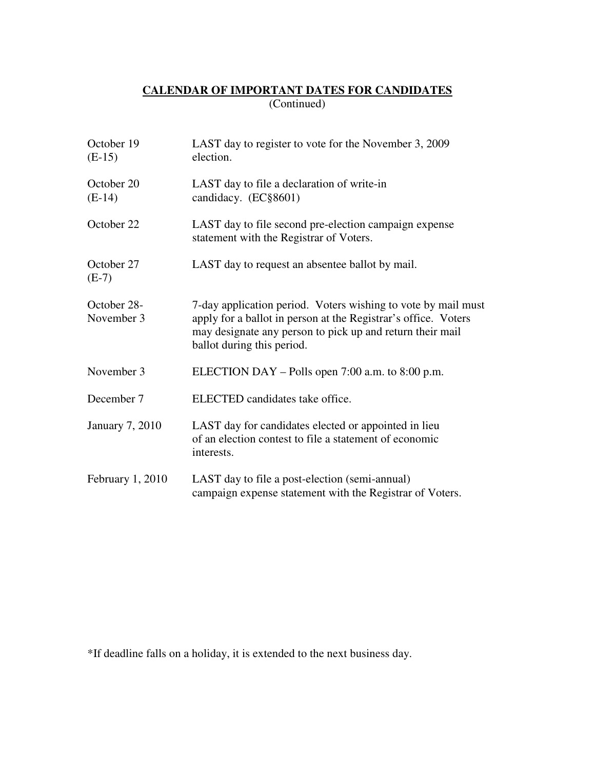**CALENDAR OF IMPORTANT DATES FOR CANDIDATES**
(Continued)

| | |
|---|---|
| October 19 (E-15) | LAST day to register to vote for the November 3, 2009 election. |
| October 20 (E-14) | LAST day to file a declaration of write-in candidacy. (EC§8601) |
| October 22 | LAST day to file second pre-election campaign expense statement with the Registrar of Voters. |
| October 27 (E-7) | LAST day to request an absentee ballot by mail. |
| October 28-November 3 | 7-day application period. Voters wishing to vote by mail must apply for a ballot in person at the Registrar's office. Voters may designate any person to pick up and return their mail ballot during this period. |
| November 3 | ELECTION DAY – Polls open 7:00 a.m. to 8:00 p.m. |
| December 7 | ELECTED candidates take office. |
| January 7, 2010 | LAST day for candidates elected or appointed in lieu of an election contest to file a statement of economic interests. |
| February 1, 2010 | LAST day to file a post-election (semi-annual) campaign expense statement with the Registrar of Voters. |

*If deadline falls on a holiday, it is extended to the next business day.